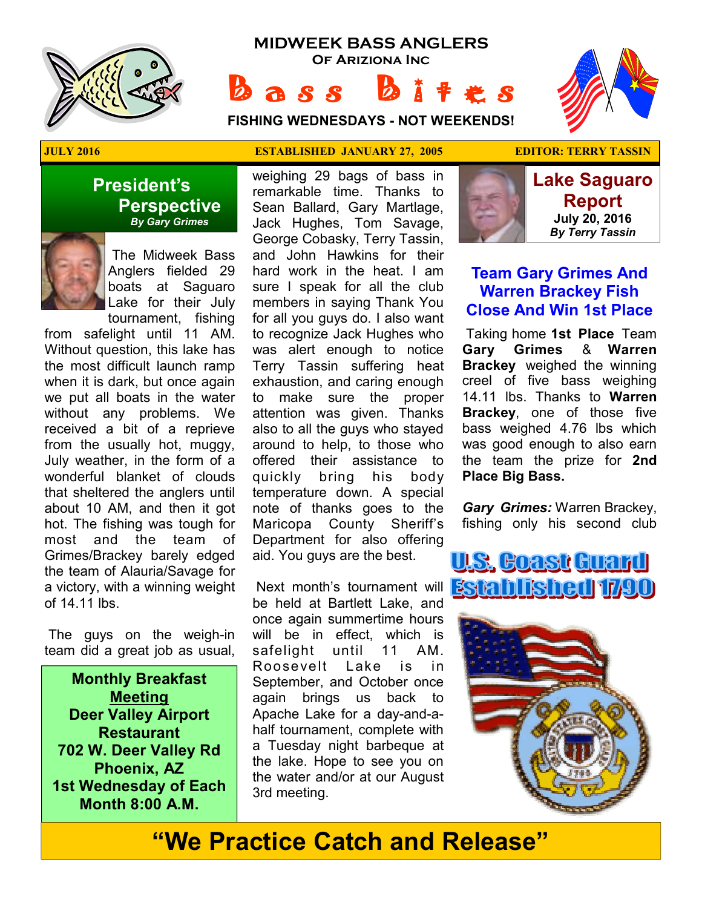# MIDWEEK BASS ANGLERS
## Of Arizona Inc

# Bass Bites

**FISHING WEDNESDAYS - NOT WEEKENDS!**

**JULY 2016** | **ESTABLISHED JANUARY 27, 2005** | **EDITOR: TERRY TASSIN**

## President's Perspective

*By Gary Grimes*

The Midweek Bass Anglers fielded 29 boats at Saguaro Lake for their July tournament, fishing from safelight until 11 AM. Without question, this lake has the most difficult launch ramp when it is dark, but once again we put all boats in the water without any problems. We received a bit of a reprieve from the usually hot, muggy, July weather, in the form of a wonderful blanket of clouds that sheltered the anglers until about 10 AM, and then it got hot. The fishing was tough for most and the team of Grimes/Brackey barely edged the team of Alauria/Savage for a victory, with a winning weight of 14.11 lbs.

The guys on the weigh-in team did a great job as usual, weighing 29 bags of bass in remarkable time. Thanks to Sean Ballard, Gary Martlage, Jack Hughes, Tom Savage, George Cobasky, Terry Tassin, and John Hawkins for their hard work in the heat. I am sure I speak for all the club members in saying Thank You for all you guys do. I also want to recognize Jack Hughes who was alert enough to notice Terry Tassin suffering heat exhaustion, and caring enough to make sure the proper attention was given. Thanks also to all the guys who stayed around to help, to those who offered their assistance to quickly bring his body temperature down. A special note of thanks goes to the Maricopa County Sheriff's Department for also offering aid. You guys are the best.

Next month's tournament will be held at Bartlett Lake, and once again summertime hours will be in effect, which is safelight until 11 AM. Roosevelt Lake is in September, and October once again brings us back to Apache Lake for a day-and-a-half tournament, complete with a Tuesday night barbeque at the lake. Hope to see you on the water and/or at our August 3rd meeting.

**Monthly Breakfast Meeting**
**Deer Valley Airport Restaurant**
**702 W. Deer Valley Rd**
**Phoenix, AZ**
**1st Wednesday of Each Month 8:00 A.M.**

## Lake Saguaro Report

**July 20, 2016**
*By Terry Tassin*

### Team Gary Grimes And Warren Brackey Fish Close And Win 1st Place

Taking home **1st Place** Team **Gary Grimes** & **Warren Brackey** weighed the winning creel of five bass weighing 14.11 lbs. Thanks to **Warren Brackey**, one of those five bass weighed 4.76 lbs which was good enough to also earn the team the prize for **2nd Place Big Bass.**

***Gary Grimes:*** Warren Brackey, fishing only his second club

**U.S. Coast Guard Established 1790**

**"We Practice Catch and Release"**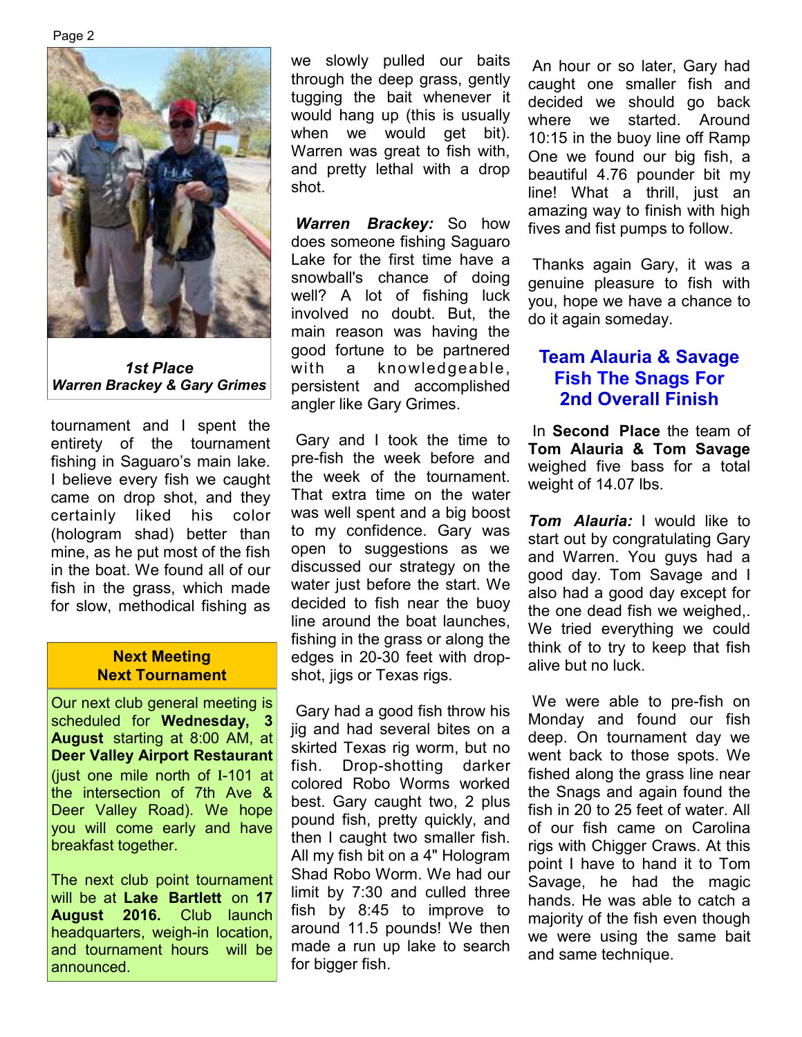*1st Place*
***Warren Brackey & Gary Grimes***

tournament and I spent the entirety of the tournament fishing in Saguaro's main lake. I believe every fish we caught came on drop shot, and they certainly liked his color (hologram shad) better than mine, as he put most of the fish in the boat. We found all of our fish in the grass, which made for slow, methodical fishing as we slowly pulled our baits through the deep grass, gently tugging the bait whenever it would hang up (this is usually when we would get bit). Warren was great to fish with, and pretty lethal with a drop shot.

***Warren Brackey:*** So how does someone fishing Saguaro Lake for the first time have a snowball's chance of doing well? A lot of fishing luck involved no doubt. But, the main reason was having the good fortune to be partnered with a knowledgeable, persistent and accomplished angler like Gary Grimes.

Gary and I took the time to pre-fish the week before and the week of the tournament. That extra time on the water was well spent and a big boost to my confidence. Gary was open to suggestions as we discussed our strategy on the water just before the start. We decided to fish near the buoy line around the boat launches, fishing in the grass or along the edges in 20-30 feet with drop-shot, jigs or Texas rigs.

Gary had a good fish throw his jig and had several bites on a skirted Texas rig worm, but no fish. Drop-shotting darker colored Robo Worms worked best. Gary caught two, 2 plus pound fish, pretty quickly, and then I caught two smaller fish. All my fish bit on a 4" Hologram Shad Robo Worm. We had our limit by 7:30 and culled three fish by 8:45 to improve to around 11.5 pounds! We then made a run up lake to search for bigger fish.

An hour or so later, Gary had caught one smaller fish and decided we should go back where we started. Around 10:15 in the buoy line off Ramp One we found our big fish, a beautiful 4.76 pounder bit my line! What a thrill, just an amazing way to finish with high fives and fist pumps to follow.

Thanks again Gary, it was a genuine pleasure to fish with you, hope we have a chance to do it again someday.

## Next Meeting
## Next Tournament

Our next club general meeting is scheduled for **Wednesday, 3 August** starting at 8:00 AM, at **Deer Valley Airport Restaurant** (just one mile north of I-101 at the intersection of 7th Ave & Deer Valley Road). We hope you will come early and have breakfast together.

The next club point tournament will be at **Lake Bartlett** on **17 August 2016.** Club launch headquarters, weigh-in location, and tournament hours will be announced.

## Team Alauria & Savage Fish The Snags For 2nd Overall Finish

In **Second Place** the team of **Tom Alauria & Tom Savage** weighed five bass for a total weight of 14.07 lbs.

***Tom Alauria:*** I would like to start out by congratulating Gary and Warren. You guys had a good day. Tom Savage and I also had a good day except for the one dead fish we weighed,. We tried everything we could think of to try to keep that fish alive but no luck.

We were able to pre-fish on Monday and found our fish deep. On tournament day we went back to those spots. We fished along the grass line near the Snags and again found the fish in 20 to 25 feet of water. All of our fish came on Carolina rigs with Chigger Craws. At this point I have to hand it to Tom Savage, he had the magic hands. He was able to catch a majority of the fish even though we were using the same bait and same technique.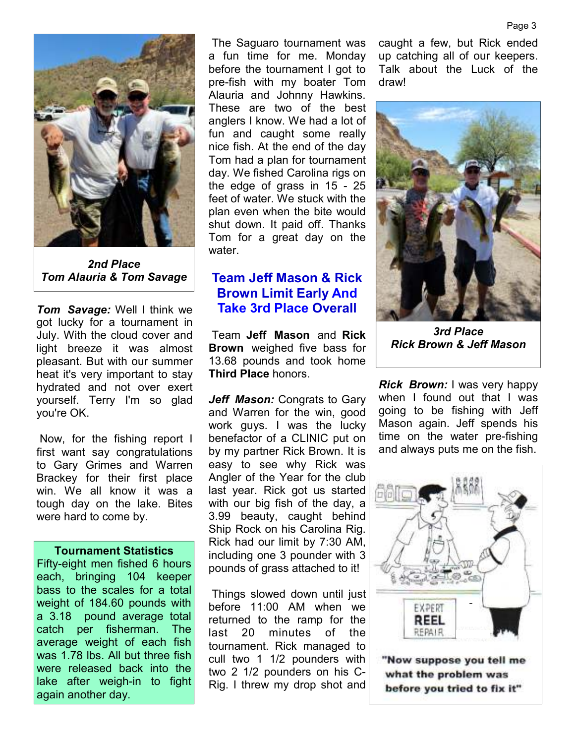*2nd Place*
*Tom Alauria & Tom Savage*

***Tom Savage:*** Well I think we got lucky for a tournament in July. With the cloud cover and light breeze it was almost pleasant. But with our summer heat it's very important to stay hydrated and not over exert yourself. Terry I'm so glad you're OK.

Now, for the fishing report I first want say congratulations to Gary Grimes and Warren Brackey for their first place win. We all know it was a tough day on the lake. Bites were hard to come by.

**Tournament Statistics**

Fifty-eight men fished 6 hours each, bringing 104 keeper bass to the scales for a total weight of 184.60 pounds with a 3.18 pound average total catch per fisherman. The average weight of each fish was 1.78 lbs. All but three fish were released back into the lake after weigh-in to fight again another day.

The Saguaro tournament was a fun time for me. Monday before the tournament I got to pre-fish with my boater Tom Alauria and Johnny Hawkins. These are two of the best anglers I know. We had a lot of fun and caught some really nice fish. At the end of the day Tom had a plan for tournament day. We fished Carolina rigs on the edge of grass in 15 - 25 feet of water. We stuck with the plan even when the bite would shut down. It paid off. Thanks Tom for a great day on the water.

## Team Jeff Mason & Rick Brown Limit Early And Take 3rd Place Overall

Team **Jeff Mason** and **Rick Brown** weighed five bass for 13.68 pounds and took home **Third Place** honors.

***Jeff Mason:*** Congrats to Gary and Warren for the win, good work guys. I was the lucky benefactor of a CLINIC put on by my partner Rick Brown. It is easy to see why Rick was Angler of the Year for the club last year. Rick got us started with our big fish of the day, a 3.99 beauty, caught behind Ship Rock on his Carolina Rig. Rick had our limit by 7:30 AM, including one 3 pounder with 3 pounds of grass attached to it!

Things slowed down until just before 11:00 AM when we returned to the ramp for the last 20 minutes of the tournament. Rick managed to cull two 1 1/2 pounders with two 2 1/2 pounders on his C-Rig. I threw my drop shot and caught a few, but Rick ended up catching all of our keepers. Talk about the Luck of the draw!

*3rd Place*
*Rick Brown & Jeff Mason*

***Rick Brown:*** I was very happy when I found out that I was going to be fishing with Jeff Mason again. Jeff spends his time on the water pre-fishing and always puts me on the fish.

"Now suppose you tell me what the problem was before you tried to fix it"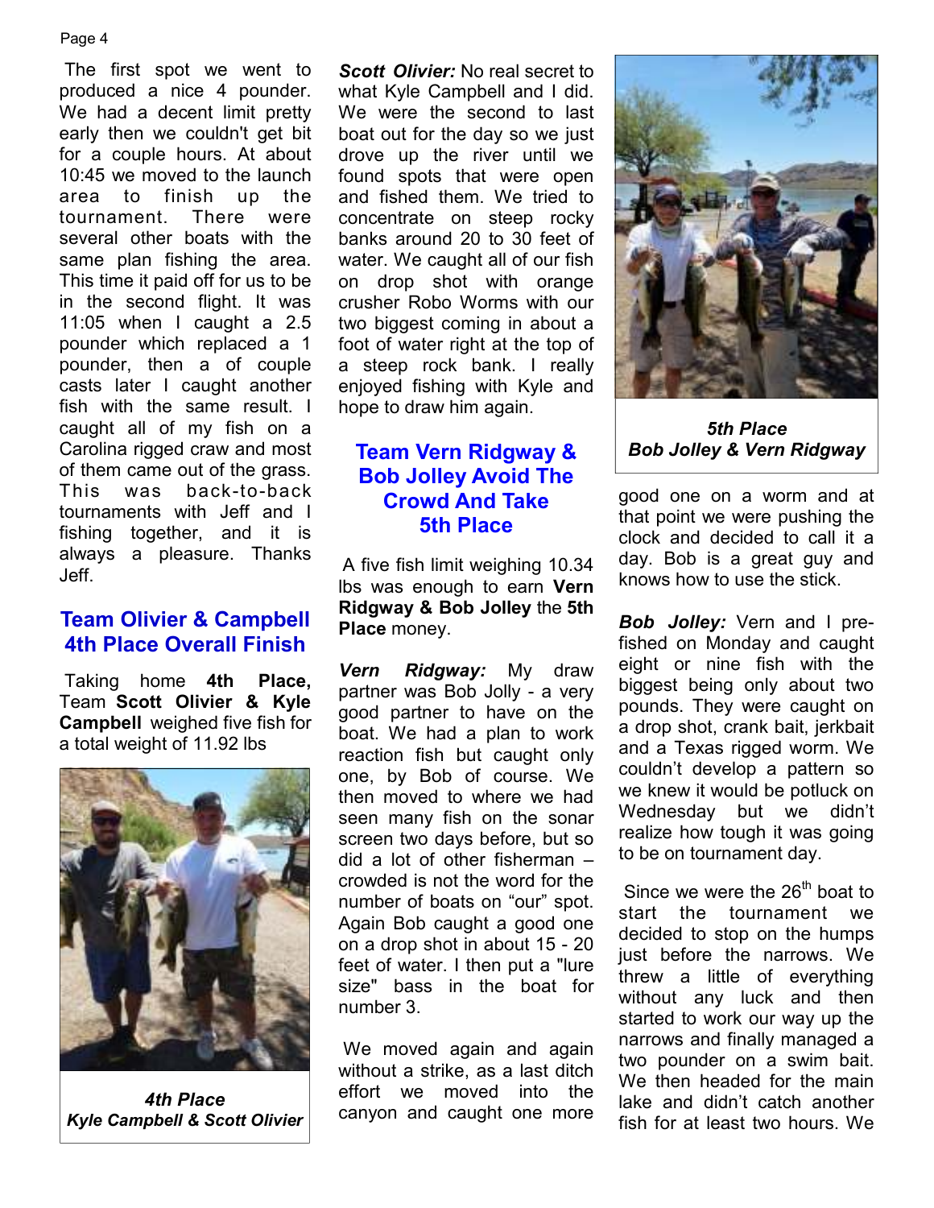The first spot we went to produced a nice 4 pounder. We had a decent limit pretty early then we couldn't get bit for a couple hours. At about 10:45 we moved to the launch area to finish up the tournament. There were several other boats with the same plan fishing the area. This time it paid off for us to be in the second flight. It was 11:05 when I caught a 2.5 pounder which replaced a 1 pounder, then a of couple casts later I caught another fish with the same result. I caught all of my fish on a Carolina rigged craw and most of them came out of the grass. This was back-to-back tournaments with Jeff and I fishing together, and it is always a pleasure. Thanks Jeff.

## Team Olivier & Campbell 4th Place Overall Finish

Taking home **4th Place,** Team **Scott Olivier & Kyle Campbell** weighed five fish for a total weight of 11.92 lbs

***4th Place***
***Kyle Campbell & Scott Olivier***

***Scott Olivier:*** No real secret to what Kyle Campbell and I did. We were the second to last boat out for the day so we just drove up the river until we found spots that were open and fished them. We tried to concentrate on steep rocky banks around 20 to 30 feet of water. We caught all of our fish on drop shot with orange crusher Robo Worms with our two biggest coming in about a foot of water right at the top of a steep rock bank. I really enjoyed fishing with Kyle and hope to draw him again.

## Team Vern Ridgway & Bob Jolley Avoid The Crowd And Take 5th Place

A five fish limit weighing 10.34 lbs was enough to earn **Vern Ridgway & Bob Jolley** the **5th Place** money.

***Vern Ridgway:*** My draw partner was Bob Jolly - a very good partner to have on the boat. We had a plan to work reaction fish but caught only one, by Bob of course. We then moved to where we had seen many fish on the sonar screen two days before, but so did a lot of other fisherman – crowded is not the word for the number of boats on "our" spot. Again Bob caught a good one on a drop shot in about 15 - 20 feet of water. I then put a "lure size" bass in the boat for number 3.

We moved again and again without a strike, as a last ditch effort we moved into the canyon and caught one more good one on a worm and at that point we were pushing the clock and decided to call it a day. Bob is a great guy and knows how to use the stick.

***5th Place***
***Bob Jolley & Vern Ridgway***

***Bob Jolley:*** Vern and I pre-fished on Monday and caught eight or nine fish with the biggest being only about two pounds. They were caught on a drop shot, crank bait, jerkbait and a Texas rigged worm. We couldn't develop a pattern so we knew it would be potluck on Wednesday but we didn't realize how tough it was going to be on tournament day.

Since we were the 26th boat to start the tournament we decided to stop on the humps just before the narrows. We threw a little of everything without any luck and then started to work our way up the narrows and finally managed a two pounder on a swim bait. We then headed for the main lake and didn't catch another fish for at least two hours. We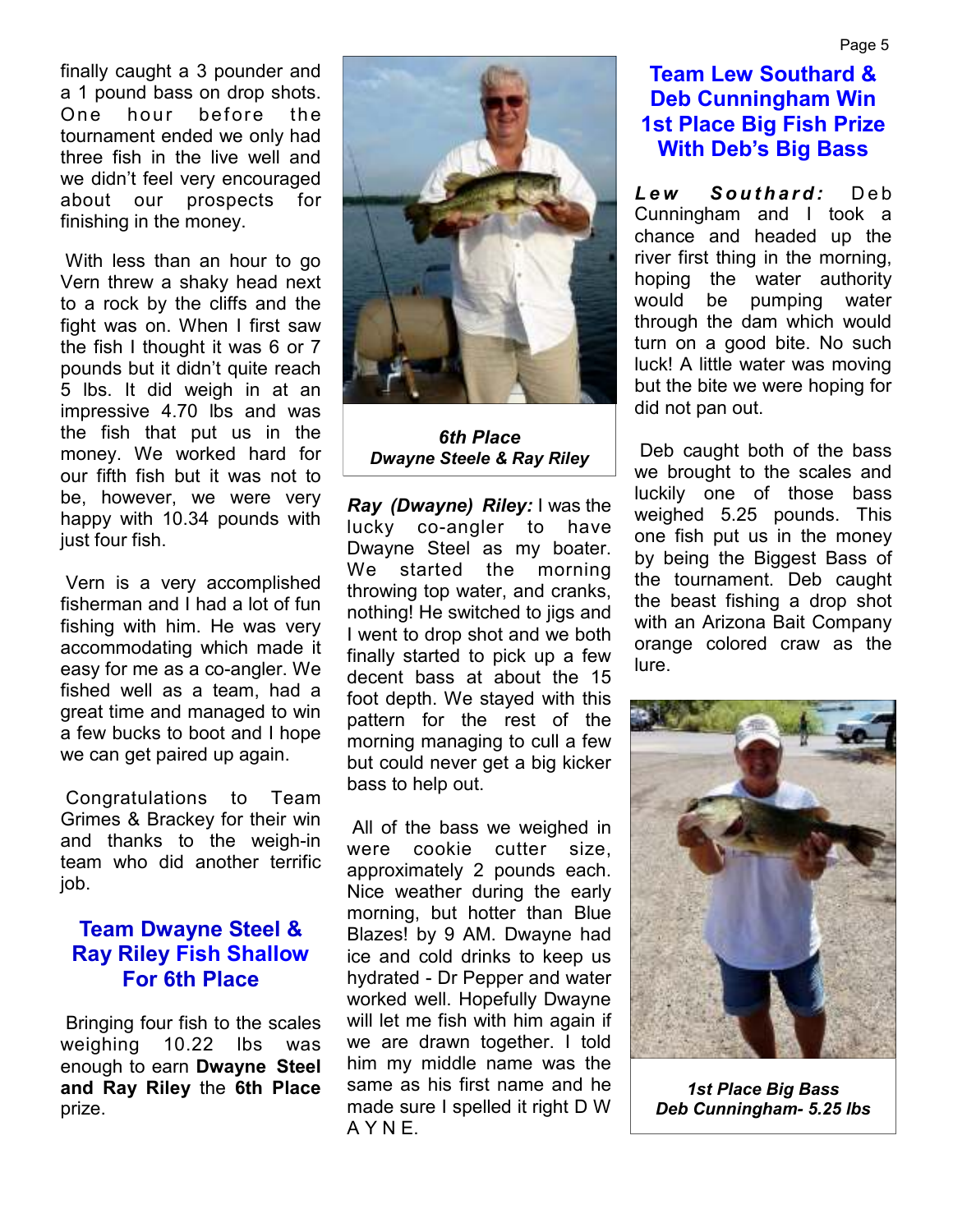finally caught a 3 pounder and a 1 pound bass on drop shots. One hour before the tournament ended we only had three fish in the live well and we didn't feel very encouraged about our prospects for finishing in the money.

With less than an hour to go Vern threw a shaky head next to a rock by the cliffs and the fight was on. When I first saw the fish I thought it was 6 or 7 pounds but it didn't quite reach 5 lbs. It did weigh in at an impressive 4.70 lbs and was the fish that put us in the money. We worked hard for our fifth fish but it was not to be, however, we were very happy with 10.34 pounds with just four fish.

Vern is a very accomplished fisherman and I had a lot of fun fishing with him. He was very accommodating which made it easy for me as a co-angler. We fished well as a team, had a great time and managed to win a few bucks to boot and I hope we can get paired up again.

Congratulations to Team Grimes & Brackey for their win and thanks to the weigh-in team who did another terrific job.

## Team Dwayne Steel & Ray Riley Fish Shallow For 6th Place

Bringing four fish to the scales weighing 10.22 lbs was enough to earn **Dwayne Steel and Ray Riley** the **6th Place** prize.

***6th Place***
***Dwayne Steele & Ray Riley***

***Ray (Dwayne) Riley:*** I was the lucky co-angler to have Dwayne Steel as my boater. We started the morning throwing top water, and cranks, nothing! He switched to jigs and I went to drop shot and we both finally started to pick up a few decent bass at about the 15 foot depth. We stayed with this pattern for the rest of the morning managing to cull a few but could never get a big kicker bass to help out.

All of the bass we weighed in were cookie cutter size, approximately 2 pounds each. Nice weather during the early morning, but hotter than Blue Blazes! by 9 AM. Dwayne had ice and cold drinks to keep us hydrated - Dr Pepper and water worked well. Hopefully Dwayne will let me fish with him again if we are drawn together. I told him my middle name was the same as his first name and he made sure I spelled it right D W A Y N E.

## Team Lew Southard & Deb Cunningham Win 1st Place Big Fish Prize With Deb's Big Bass

***Lew Southard:*** Deb Cunningham and I took a chance and headed up the river first thing in the morning, hoping the water authority would be pumping water through the dam which would turn on a good bite. No such luck! A little water was moving but the bite we were hoping for did not pan out.

Deb caught both of the bass we brought to the scales and luckily one of those bass weighed 5.25 pounds. This one fish put us in the money by being the Biggest Bass of the tournament. Deb caught the beast fishing a drop shot with an Arizona Bait Company orange colored craw as the lure.

***1st Place Big Bass***
***Deb Cunningham- 5.25 lbs***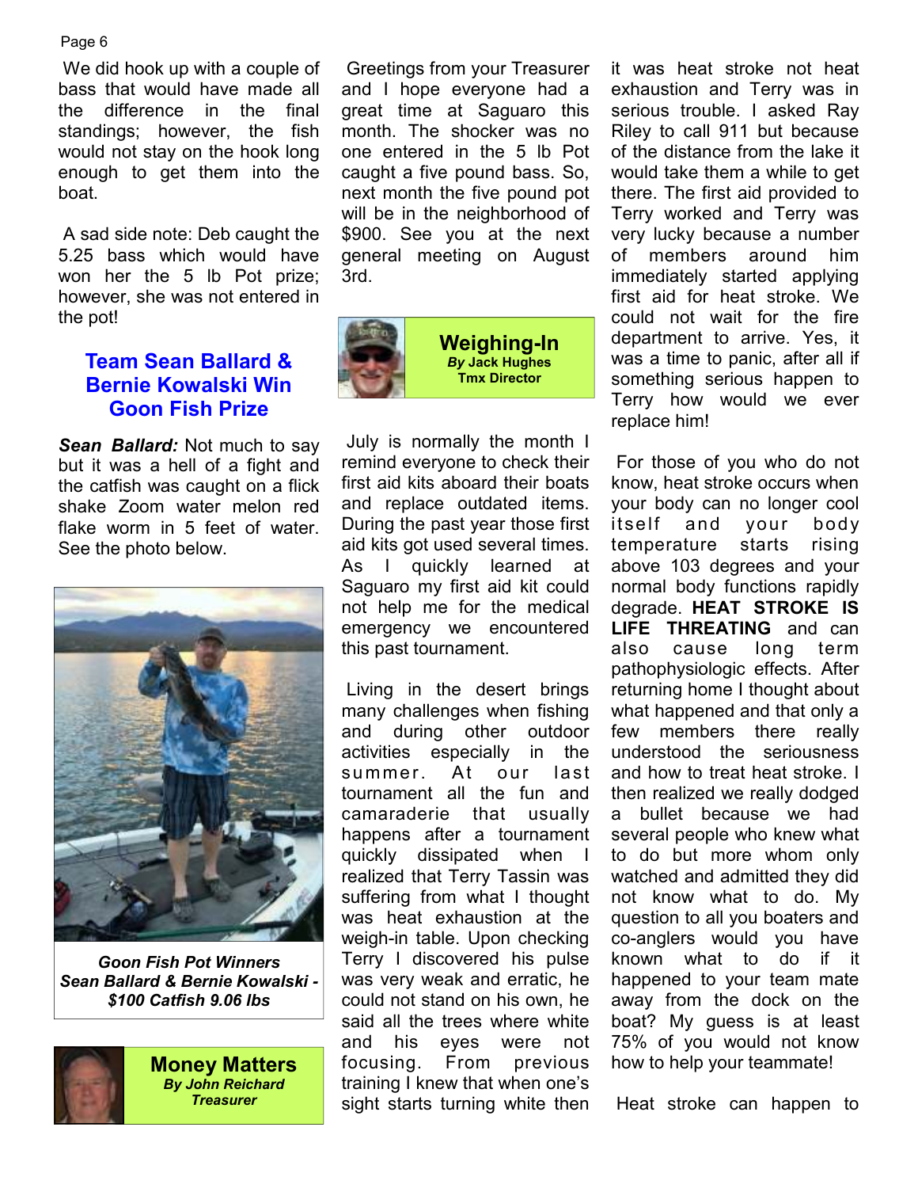We did hook up with a couple of bass that would have made all the difference in the final standings; however, the fish would not stay on the hook long enough to get them into the boat.

A sad side note: Deb caught the 5.25 bass which would have won her the 5 lb Pot prize; however, she was not entered in the pot!

## Team Sean Ballard & Bernie Kowalski Win Goon Fish Prize

***Sean Ballard:*** Not much to say but it was a hell of a fight and the catfish was caught on a flick shake Zoom water melon red flake worm in 5 feet of water. See the photo below.

***Goon Fish Pot Winners Sean Ballard & Bernie Kowalski - $100 Catfish 9.06 lbs***

## Money Matters
***By John Reichard***
***Treasurer***

Greetings from your Treasurer and I hope everyone had a great time at Saguaro this month. The shocker was no one entered in the 5 lb Pot caught a five pound bass. So, next month the five pound pot will be in the neighborhood of $900. See you at the next general meeting on August 3rd.

## Weighing-In
***By* Jack Hughes**
**Tmx Director**

July is normally the month I remind everyone to check their first aid kits aboard their boats and replace outdated items. During the past year those first aid kits got used several times. As I quickly learned at Saguaro my first aid kit could not help me for the medical emergency we encountered this past tournament.

Living in the desert brings many challenges when fishing and during other outdoor activities especially in the summer. At our last tournament all the fun and camaraderie that usually happens after a tournament quickly dissipated when I realized that Terry Tassin was suffering from what I thought was heat exhaustion at the weigh-in table. Upon checking Terry I discovered his pulse was very weak and erratic, he could not stand on his own, he said all the trees where white and his eyes were not focusing. From previous training I knew that when one's sight starts turning white then it was heat stroke not heat exhaustion and Terry was in serious trouble. I asked Ray Riley to call 911 but because of the distance from the lake it would take them a while to get there. The first aid provided to Terry worked and Terry was very lucky because a number of members around him immediately started applying first aid for heat stroke. We could not wait for the fire department to arrive. Yes, it was a time to panic, after all if something serious happen to Terry how would we ever replace him!

For those of you who do not know, heat stroke occurs when your body can no longer cool itself and your body temperature starts rising above 103 degrees and your normal body functions rapidly degrade. **HEAT STROKE IS LIFE THREATING** and can also cause long term pathophysiologic effects. After returning home I thought about what happened and that only a few members there really understood the seriousness and how to treat heat stroke. I then realized we really dodged a bullet because we had several people who knew what to do but more whom only watched and admitted they did not know what to do. My question to all you boaters and co-anglers would you have known what to do if it happened to your team mate away from the dock on the boat? My guess is at least 75% of you would not know how to help your teammate!

Heat stroke can happen to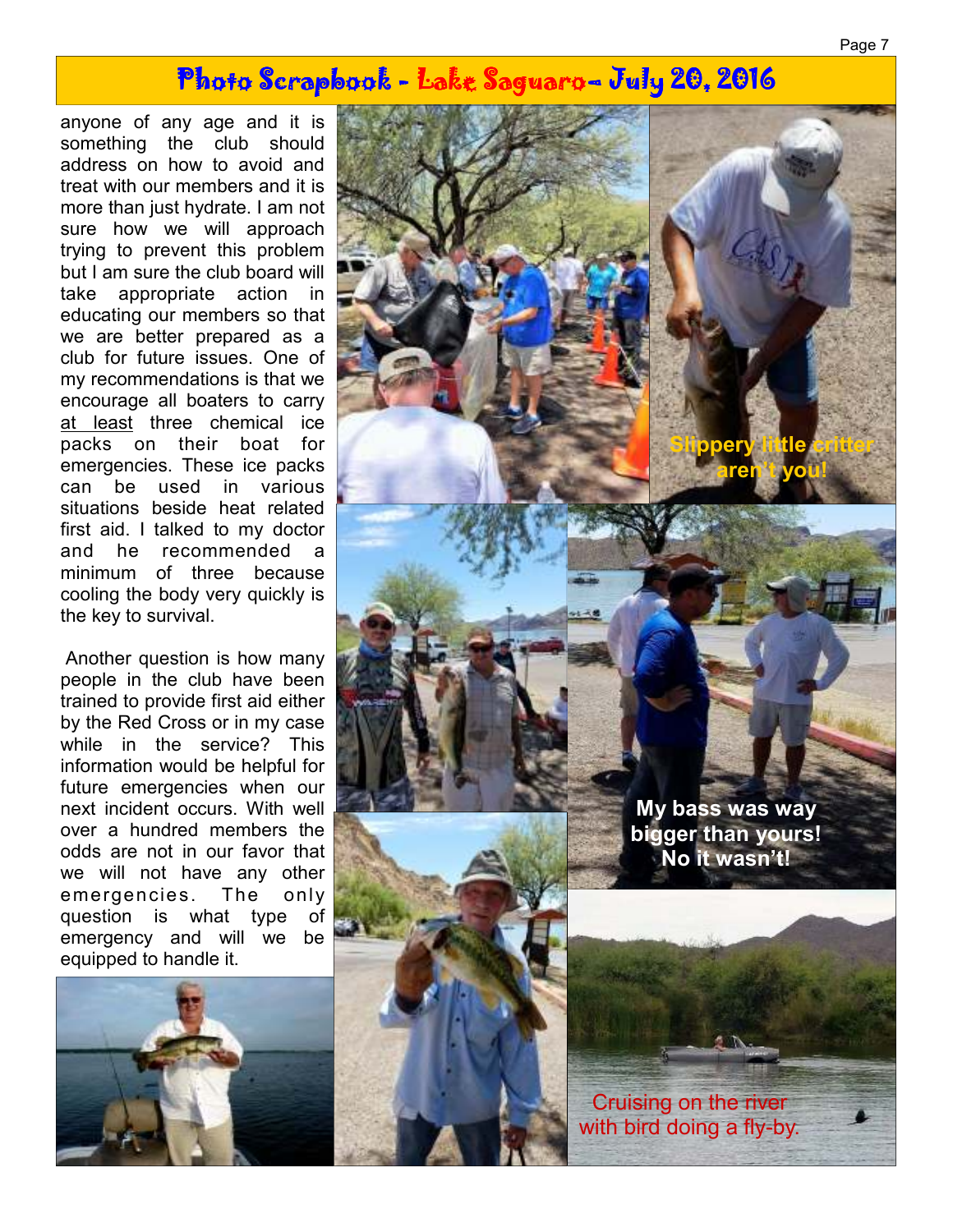# Photo Scrapbook - Lake Saguaro- July 20, 2016

anyone of any age and it is something the club should address on how to avoid and treat with our members and it is more than just hydrate. I am not sure how we will approach trying to prevent this problem but I am sure the club board will take appropriate action in educating our members so that we are better prepared as a club for future issues. One of my recommendations is that we encourage all boaters to carry at least three chemical ice packs on their boat for emergencies. These ice packs can be used in various situations beside heat related first aid. I talked to my doctor and he recommended a minimum of three because cooling the body very quickly is the key to survival.

Another question is how many people in the club have been trained to provide first aid either by the Red Cross or in my case while in the service? This information would be helpful for future emergencies when our next incident occurs. With well over a hundred members the odds are not in our favor that we will not have any other emergencies. The only question is what type of emergency and will we be equipped to handle it.

Slippery little critter aren't you!

My bass was way bigger than yours! No it wasn't!

Cruising on the river with bird doing a fly-by.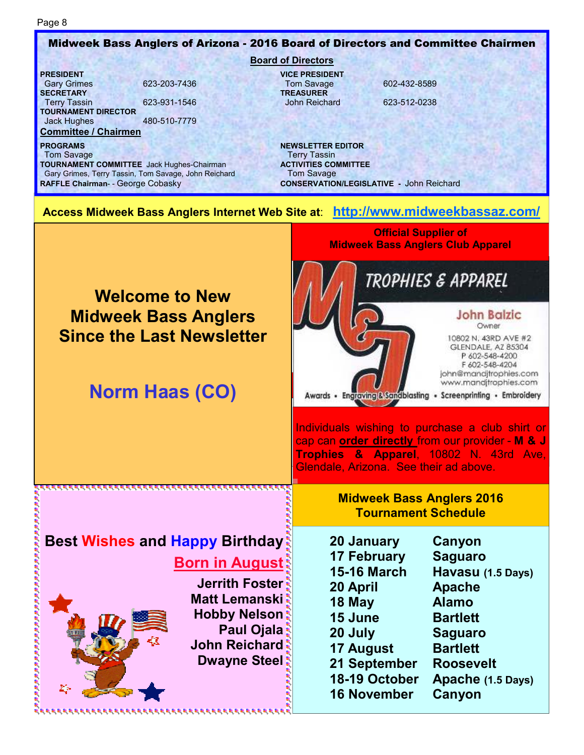## Midweek Bass Anglers of Arizona - 2016 Board of Directors and Committee Chairmen

### Board of Directors

**PRESIDENT**
Gary Grimes 623-203-7436

**VICE PRESIDENT**
Tom Savage 602-432-8589

**SECRETARY**
Terry Tassin 623-931-1546

**TREASURER**
John Reichard 623-512-0238

**TOURNAMENT DIRECTOR**
Jack Hughes 480-510-7779

### Committee / Chairmen

**PROGRAMS**
Tom Savage

**NEWSLETTER EDITOR**
Terry Tassin

**TOURNAMENT COMMITTEE** Jack Hughes-Chairman
Gary Grimes, Terry Tassin, Tom Savage, John Reichard

**ACTIVITIES COMMITTEE**
Tom Savage

**RAFFLE Chairman**- - George Cobasky

**CONSERVATION/LEGISLATIVE** - John Reichard

**Access Midweek Bass Anglers Internet Web Site at**: http://www.midweekbassaz.com/

## Welcome to New Midweek Bass Anglers Since the Last Newsletter

**Norm Haas (CO)**

**Official Supplier of Midweek Bass Anglers Club Apparel**

M&J TROPHIES & APPAREL
John Balzic
Owner
10802 N. 43RD AVE #2
GLENDALE, AZ 85304
P 602-548-4200
F 602-548-4204
john@mandjtrophies.com
www.mandjtrophies.com
Awards • Engraving & Sandblasting • Screenprinting • Embroidery

Individuals wishing to purchase a club shirt or cap can **order directly** from our provider - **M & J Trophies & Apparel**, 10802 N. 43rd Ave, Glendale, Arizona. See their ad above.

## Best Wishes and Happy Birthday

**Born in August**

Jerrith Foster
Matt Lemanski
Hobby Nelson
Paul Ojala
John Reichard
Dwayne Steel

## Midweek Bass Anglers 2016 Tournament Schedule

| | |
|---|---|
| 20 January | Canyon |
| 17 February | Saguaro |
| 15-16 March | Havasu (1.5 Days) |
| 20 April | Apache |
| 18 May | Alamo |
| 15 June | Bartlett |
| 20 July | Saguaro |
| 17 August | Bartlett |
| 21 September | Roosevelt |
| 18-19 October | Apache (1.5 Days) |
| 16 November | Canyon |